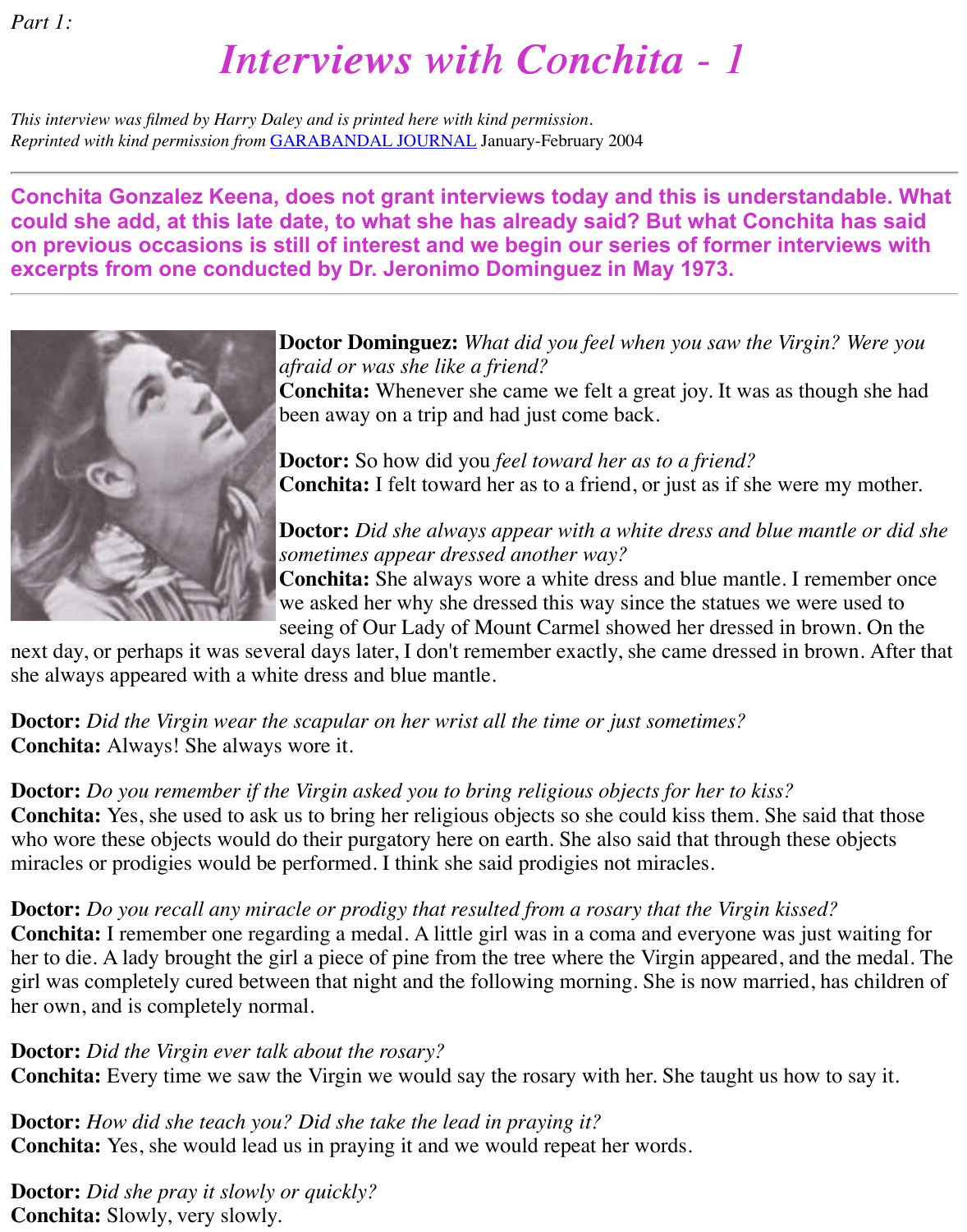*Part 1:*

# *Interviews with Conchita - 1*

*This interview was filmed by Harry Daley and is printed here with kind permission.*
*Reprinted with kind permission from* GARABANDAL JOURNAL January-February 2004

---

**Conchita Gonzalez Keena, does not grant interviews today and this is understandable. What could she add, at this late date, to what she has already said? But what Conchita has said on previous occasions is still of interest and we begin our series of former interviews with excerpts from one conducted by Dr. Jeronimo Dominguez in May 1973.**

---

**Doctor Dominguez:** *What did you feel when you saw the Virgin? Were you afraid or was she like a friend?*
**Conchita:** Whenever she came we felt a great joy. It was as though she had been away on a trip and had just come back.

**Doctor:** So how did you *feel toward her as to a friend?*
**Conchita:** I felt toward her as to a friend, or just as if she were my mother.

**Doctor:** *Did she always appear with a white dress and blue mantle or did she sometimes appear dressed another way?*
**Conchita:** She always wore a white dress and blue mantle. I remember once we asked her why she dressed this way since the statues we were used to seeing of Our Lady of Mount Carmel showed her dressed in brown. On the next day, or perhaps it was several days later, I don't remember exactly, she came dressed in brown. After that she always appeared with a white dress and blue mantle.

**Doctor:** *Did the Virgin wear the scapular on her wrist all the time or just sometimes?*
**Conchita:** Always! She always wore it.

**Doctor:** *Do you remember if the Virgin asked you to bring religious objects for her to kiss?*
**Conchita:** Yes, she used to ask us to bring her religious objects so she could kiss them. She said that those who wore these objects would do their purgatory here on earth. She also said that through these objects miracles or prodigies would be performed. I think she said prodigies not miracles.

**Doctor:** *Do you recall any miracle or prodigy that resulted from a rosary that the Virgin kissed?*
**Conchita:** I remember one regarding a medal. A little girl was in a coma and everyone was just waiting for her to die. A lady brought the girl a piece of pine from the tree where the Virgin appeared, and the medal. The girl was completely cured between that night and the following morning. She is now married, has children of her own, and is completely normal.

**Doctor:** *Did the Virgin ever talk about the rosary?*
**Conchita:** Every time we saw the Virgin we would say the rosary with her. She taught us how to say it.

**Doctor:** *How did she teach you? Did she take the lead in praying it?*
**Conchita:** Yes, she would lead us in praying it and we would repeat her words.

**Doctor:** *Did she pray it slowly or quickly?*
**Conchita:** Slowly, very slowly.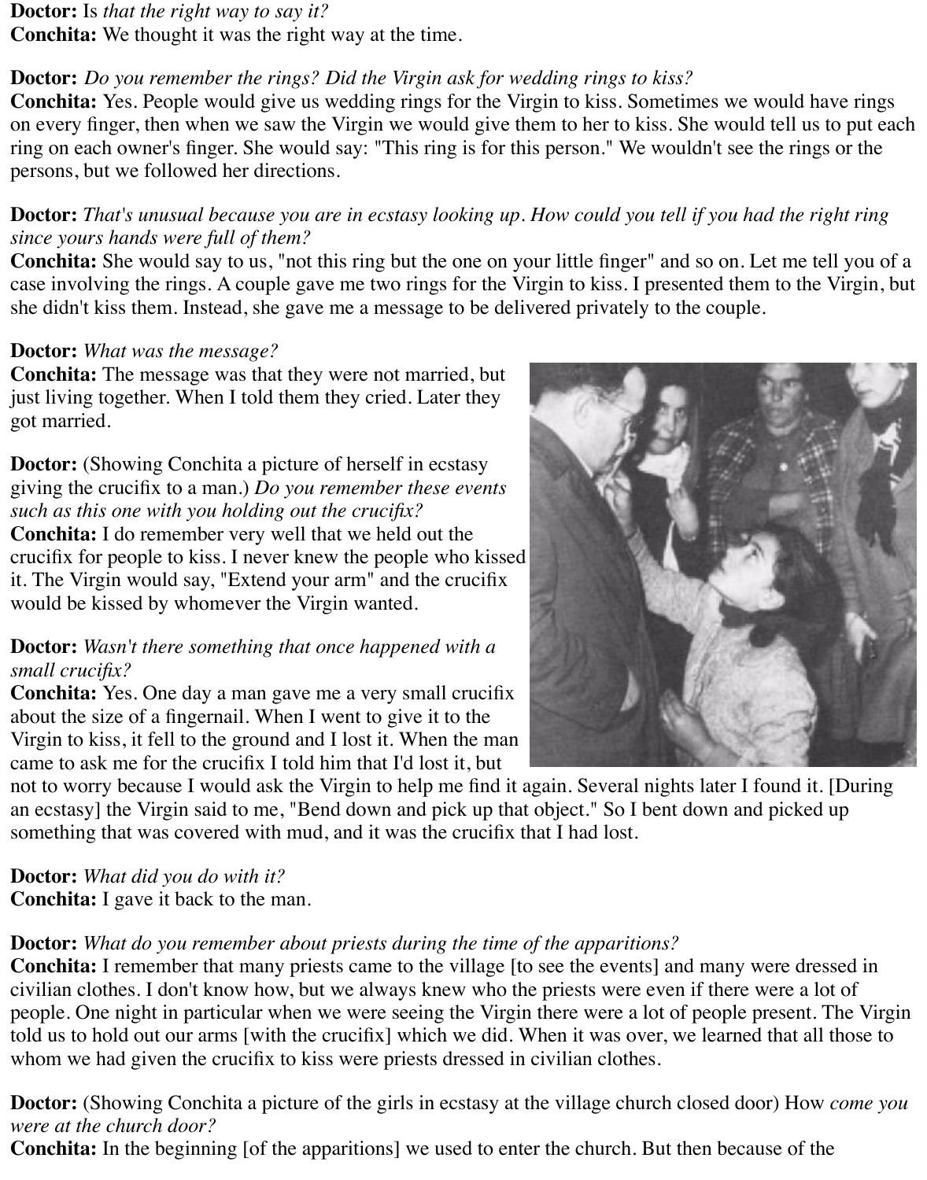**Doctor:** Is *that the right way to say it?*
**Conchita:** We thought it was the right way at the time.

**Doctor:** *Do you remember the rings? Did the Virgin ask for wedding rings to kiss?*
**Conchita:** Yes. People would give us wedding rings for the Virgin to kiss. Sometimes we would have rings on every finger, then when we saw the Virgin we would give them to her to kiss. She would tell us to put each ring on each owner's finger. She would say: "This ring is for this person." We wouldn't see the rings or the persons, but we followed her directions.

**Doctor:** *That's unusual because you are in ecstasy looking up. How could you tell if you had the right ring since yours hands were full of them?*
**Conchita:** She would say to us, "not this ring but the one on your little finger" and so on. Let me tell you of a case involving the rings. A couple gave me two rings for the Virgin to kiss. I presented them to the Virgin, but she didn't kiss them. Instead, she gave me a message to be delivered privately to the couple.

**Doctor:** *What was the message?*
**Conchita:** The message was that they were not married, but just living together. When I told them they cried. Later they got married.

**Doctor:** (Showing Conchita a picture of herself in ecstasy giving the crucifix to a man.) *Do you remember these events such as this one with you holding out the crucifix?*
**Conchita:** I do remember very well that we held out the crucifix for people to kiss. I never knew the people who kissed it. The Virgin would say, "Extend your arm" and the crucifix would be kissed by whomever the Virgin wanted.

**Doctor:** *Wasn't there something that once happened with a small crucifix?*
**Conchita:** Yes. One day a man gave me a very small crucifix about the size of a fingernail. When I went to give it to the Virgin to kiss, it fell to the ground and I lost it. When the man came to ask me for the crucifix I told him that I'd lost it, but not to worry because I would ask the Virgin to help me find it again. Several nights later I found it. [During an ecstasy] the Virgin said to me, "Bend down and pick up that object." So I bent down and picked up something that was covered with mud, and it was the crucifix that I had lost.

**Doctor:** *What did you do with it?*
**Conchita:** I gave it back to the man.

**Doctor:** *What do you remember about priests during the time of the apparitions?*
**Conchita:** I remember that many priests came to the village [to see the events] and many were dressed in civilian clothes. I don't know how, but we always knew who the priests were even if there were a lot of people. One night in particular when we were seeing the Virgin there were a lot of people present. The Virgin told us to hold out our arms [with the crucifix] which we did. When it was over, we learned that all those to whom we had given the crucifix to kiss were priests dressed in civilian clothes.

**Doctor:** (Showing Conchita a picture of the girls in ecstasy at the village church closed door) How *come you were at the church door?*
**Conchita:** In the beginning [of the apparitions] we used to enter the church. But then because of the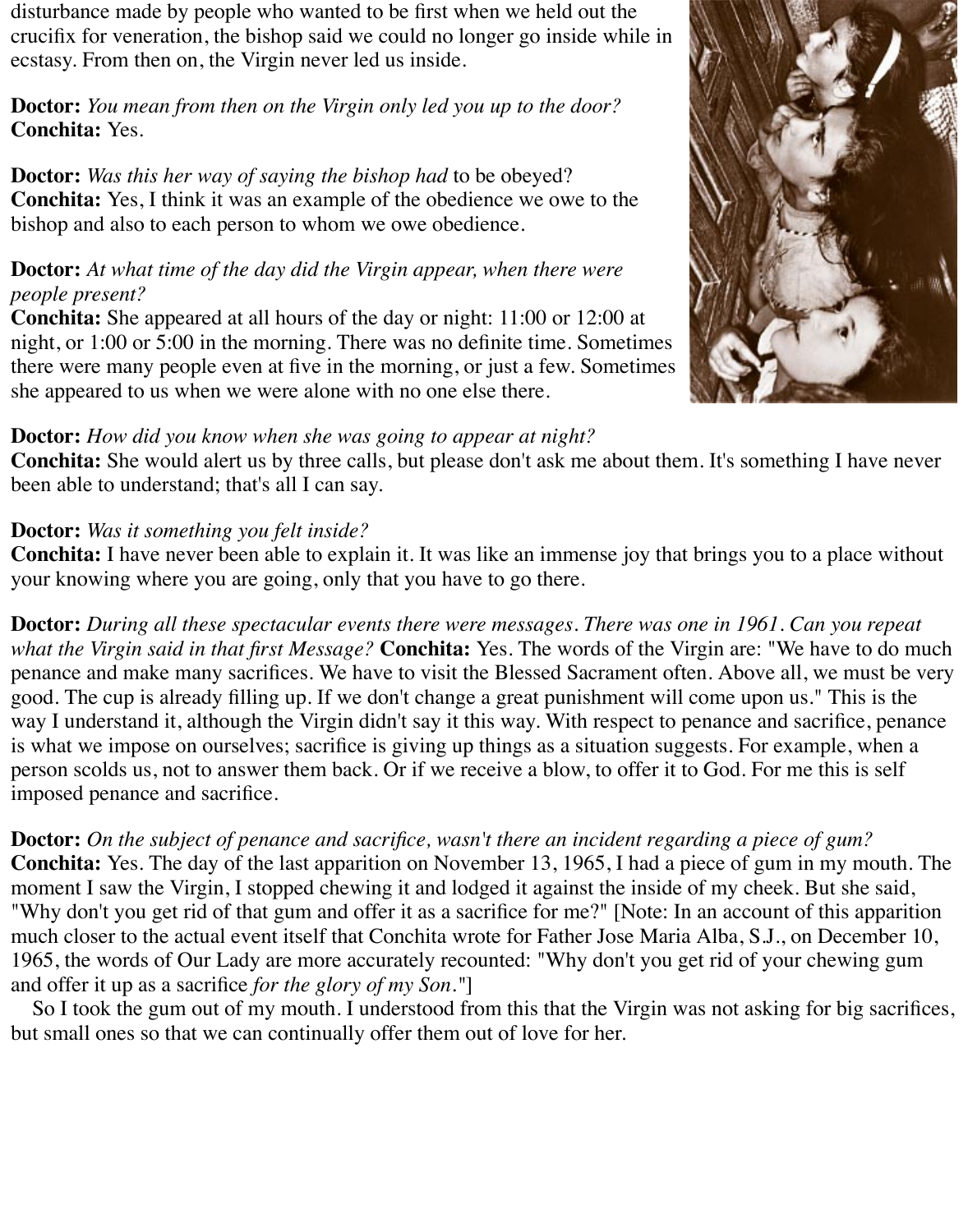disturbance made by people who wanted to be first when we held out the crucifix for veneration, the bishop said we could no longer go inside while in ecstasy. From then on, the Virgin never led us inside.

**Doctor:** *You mean from then on the Virgin only led you up to the door?*
**Conchita:** Yes.

**Doctor:** *Was this her way of saying the bishop had* to be obeyed?
**Conchita:** Yes, I think it was an example of the obedience we owe to the bishop and also to each person to whom we owe obedience.

**Doctor:** *At what time of the day did the Virgin appear, when there were people present?*
**Conchita:** She appeared at all hours of the day or night: 11:00 or 12:00 at night, or 1:00 or 5:00 in the morning. There was no definite time. Sometimes there were many people even at five in the morning, or just a few. Sometimes she appeared to us when we were alone with no one else there.

**Doctor:** *How did you know when she was going to appear at night?*
**Conchita:** She would alert us by three calls, but please don't ask me about them. It's something I have never been able to understand; that's all I can say.

**Doctor:** *Was it something you felt inside?*
**Conchita:** I have never been able to explain it. It was like an immense joy that brings you to a place without your knowing where you are going, only that you have to go there.

**Doctor:** *During all these spectacular events there were messages. There was one in 1961. Can you repeat what the Virgin said in that first Message?* **Conchita:** Yes. The words of the Virgin are: "We have to do much penance and make many sacrifices. We have to visit the Blessed Sacrament often. Above all, we must be very good. The cup is already filling up. If we don't change a great punishment will come upon us." This is the way I understand it, although the Virgin didn't say it this way. With respect to penance and sacrifice, penance is what we impose on ourselves; sacrifice is giving up things as a situation suggests. For example, when a person scolds us, not to answer them back. Or if we receive a blow, to offer it to God. For me this is self imposed penance and sacrifice.

**Doctor:** *On the subject of penance and sacrifice, wasn't there an incident regarding a piece of gum?*
**Conchita:** Yes. The day of the last apparition on November 13, 1965, I had a piece of gum in my mouth. The moment I saw the Virgin, I stopped chewing it and lodged it against the inside of my cheek. But she said, "Why don't you get rid of that gum and offer it as a sacrifice for me?" [Note: In an account of this apparition much closer to the actual event itself that Conchita wrote for Father Jose Maria Alba, S.J., on December 10, 1965, the words of Our Lady are more accurately recounted: "Why don't you get rid of your chewing gum and offer it up as a sacrifice *for the glory of my Son*."]

So I took the gum out of my mouth. I understood from this that the Virgin was not asking for big sacrifices, but small ones so that we can continually offer them out of love for her.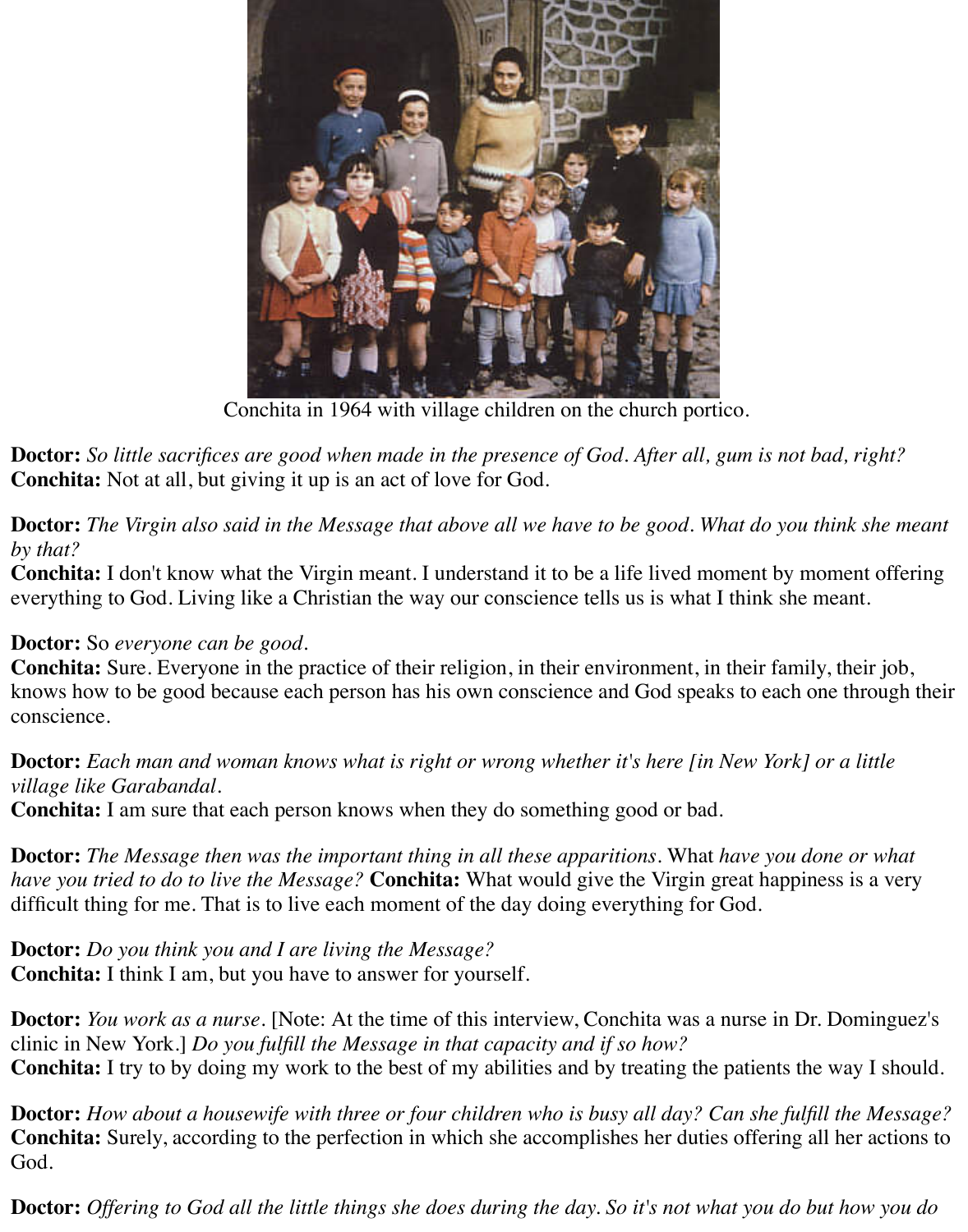Conchita in 1964 with village children on the church portico.

**Doctor:** *So little sacrifices are good when made in the presence of God. After all, gum is not bad, right?*
**Conchita:** Not at all, but giving it up is an act of love for God.

**Doctor:** *The Virgin also said in the Message that above all we have to be good. What do you think she meant by that?*
**Conchita:** I don't know what the Virgin meant. I understand it to be a life lived moment by moment offering everything to God. Living like a Christian the way our conscience tells us is what I think she meant.

**Doctor:** So *everyone can be good.*
**Conchita:** Sure. Everyone in the practice of their religion, in their environment, in their family, their job, knows how to be good because each person has his own conscience and God speaks to each one through their conscience.

**Doctor:** *Each man and woman knows what is right or wrong whether it's here [in New York] or a little village like Garabandal.*
**Conchita:** I am sure that each person knows when they do something good or bad.

**Doctor:** *The Message then was the important thing in all these apparitions.* What *have you done or what have you tried to do to live the Message?* **Conchita:** What would give the Virgin great happiness is a very difficult thing for me. That is to live each moment of the day doing everything for God.

**Doctor:** *Do you think you and I are living the Message?*
**Conchita:** I think I am, but you have to answer for yourself.

**Doctor:** *You work as a nurse.* [Note: At the time of this interview, Conchita was a nurse in Dr. Dominguez's clinic in New York.] *Do you fulfill the Message in that capacity and if so how?*
**Conchita:** I try to by doing my work to the best of my abilities and by treating the patients the way I should.

**Doctor:** *How about a housewife with three or four children who is busy all day? Can she fulfill the Message?*
**Conchita:** Surely, according to the perfection in which she accomplishes her duties offering all her actions to God.

**Doctor:** *Offering to God all the little things she does during the day. So it's not what you do but how you do*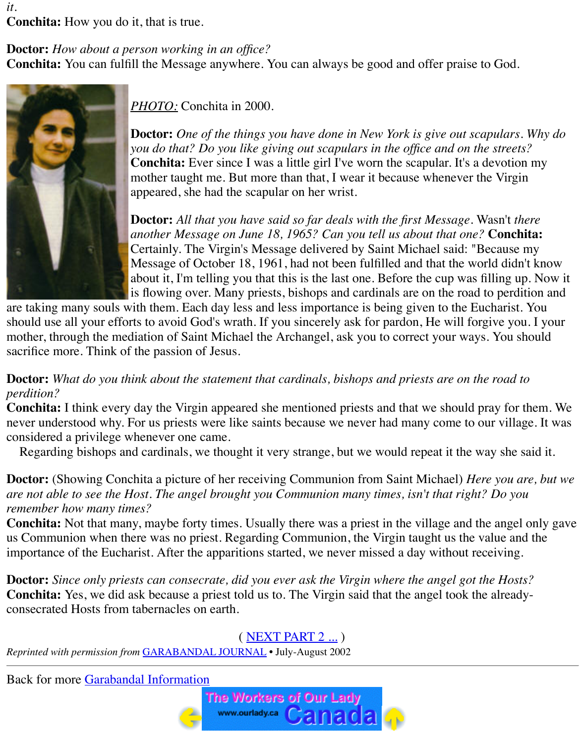*it.*
**Conchita:** How you do it, that is true.

**Doctor:** *How about a person working in an office?*
**Conchita:** You can fulfill the Message anywhere. You can always be good and offer praise to God.

PHOTO: Conchita in 2000.

**Doctor:** *One of the things you have done in New York is give out scapulars. Why do you do that? Do you like giving out scapulars in the office and on the streets?*
**Conchita:** Ever since I was a little girl I've worn the scapular. It's a devotion my mother taught me. But more than that, I wear it because whenever the Virgin appeared, she had the scapular on her wrist.

**Doctor:** *All that you have said so far deals with the first Message.* Wasn't *there another Message on June 18, 1965? Can you tell us about that one?* **Conchita:** Certainly. The Virgin's Message delivered by Saint Michael said: "Because my Message of October 18, 1961, had not been fulfilled and that the world didn't know about it, I'm telling you that this is the last one. Before the cup was filling up. Now it is flowing over. Many priests, bishops and cardinals are on the road to perdition and are taking many souls with them. Each day less and less importance is being given to the Eucharist. You should use all your efforts to avoid God's wrath. If you sincerely ask for pardon, He will forgive you. I your mother, through the mediation of Saint Michael the Archangel, ask you to correct your ways. You should sacrifice more. Think of the passion of Jesus.

**Doctor:** *What do you think about the statement that cardinals, bishops and priests are on the road to perdition?*
**Conchita:** I think every day the Virgin appeared she mentioned priests and that we should pray for them. We never understood why. For us priests were like saints because we never had many come to our village. It was considered a privilege whenever one came.
Regarding bishops and cardinals, we thought it very strange, but we would repeat it the way she said it.

**Doctor:** (Showing Conchita a picture of her receiving Communion from Saint Michael) *Here you are, but we are not able to see the Host. The angel brought you Communion many times, isn't that right? Do you remember how many times?*
**Conchita:** Not that many, maybe forty times. Usually there was a priest in the village and the angel only gave us Communion when there was no priest. Regarding Communion, the Virgin taught us the value and the importance of the Eucharist. After the apparitions started, we never missed a day without receiving.

**Doctor:** *Since only priests can consecrate, did you ever ask the Virgin where the angel got the Hosts?*
**Conchita:** Yes, we did ask because a priest told us to. The Virgin said that the angel took the already-consecrated Hosts from tabernacles on earth.

( NEXT PART 2 ... )

*Reprinted with permission from* GARABANDAL JOURNAL • July-August 2002

Back for more Garabandal Information

The Workers of Our Lady www.ourlady.ca Canada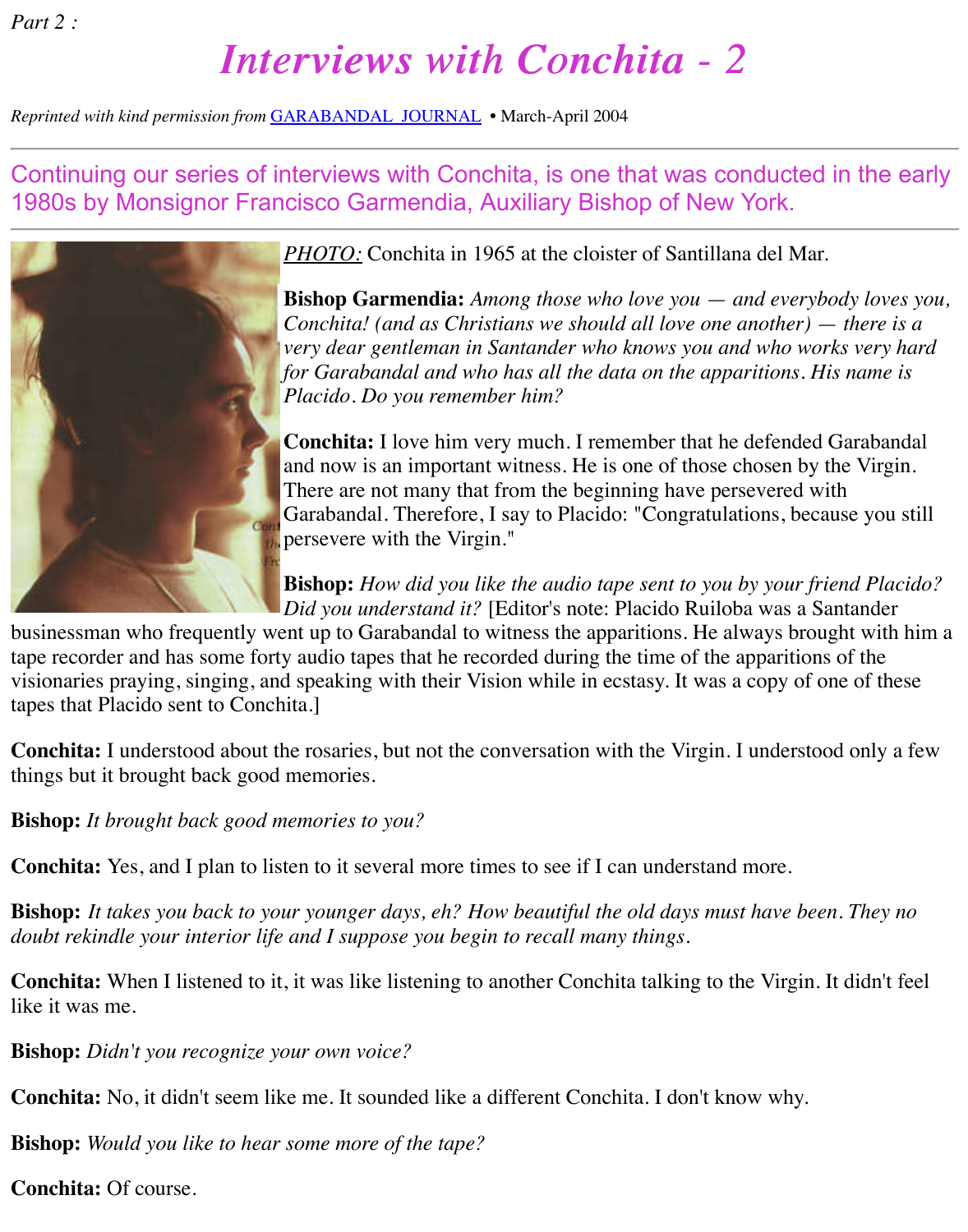*Part 2 :*

# *Interviews with Conchita - 2*

*Reprinted with kind permission from* GARABANDAL JOURNAL • March-April 2004

Continuing our series of interviews with Conchita, is one that was conducted in the early 1980s by Monsignor Francisco Garmendia, Auxiliary Bishop of New York.

*PHOTO:* Conchita in 1965 at the cloister of Santillana del Mar.

**Bishop Garmendia:** *Among those who love you — and everybody loves you, Conchita! (and as Christians we should all love one another) — there is a very dear gentleman in Santander who knows you and who works very hard for Garabandal and who has all the data on the apparitions. His name is Placido. Do you remember him?*

**Conchita:** I love him very much. I remember that he defended Garabandal and now is an important witness. He is one of those chosen by the Virgin. There are not many that from the beginning have persevered with Garabandal. Therefore, I say to Placido: "Congratulations, because you still persevere with the Virgin."

**Bishop:** *How did you like the audio tape sent to you by your friend Placido? Did you understand it?* [Editor's note: Placido Ruiloba was a Santander businessman who frequently went up to Garabandal to witness the apparitions. He always brought with him a tape recorder and has some forty audio tapes that he recorded during the time of the apparitions of the visionaries praying, singing, and speaking with their Vision while in ecstasy. It was a copy of one of these tapes that Placido sent to Conchita.]

**Conchita:** I understood about the rosaries, but not the conversation with the Virgin. I understood only a few things but it brought back good memories.

**Bishop:** *It brought back good memories to you?*

**Conchita:** Yes, and I plan to listen to it several more times to see if I can understand more.

**Bishop:** *It takes you back to your younger days, eh? How beautiful the old days must have been. They no doubt rekindle your interior life and I suppose you begin to recall many things.*

**Conchita:** When I listened to it, it was like listening to another Conchita talking to the Virgin. It didn't feel like it was me.

**Bishop:** *Didn't you recognize your own voice?*

**Conchita:** No, it didn't seem like me. It sounded like a different Conchita. I don't know why.

**Bishop:** *Would you like to hear some more of the tape?*

**Conchita:** Of course.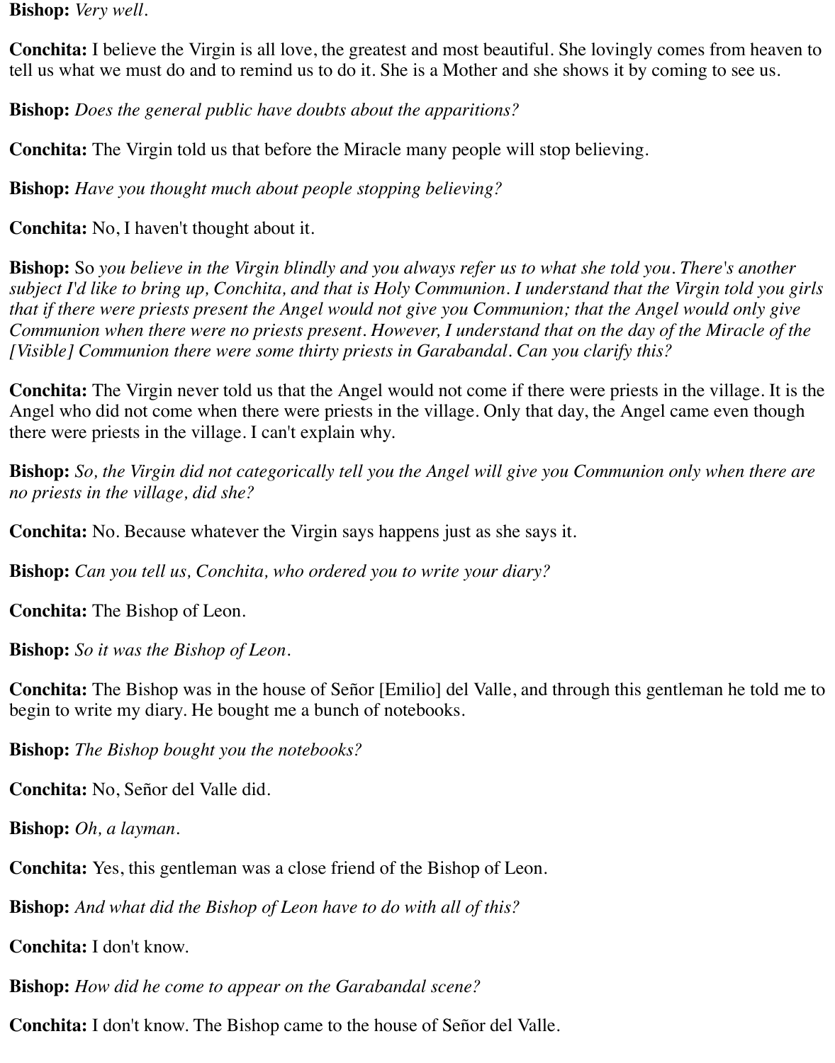**Bishop:** *Very well.*

**Conchita:** I believe the Virgin is all love, the greatest and most beautiful. She lovingly comes from heaven to tell us what we must do and to remind us to do it. She is a Mother and she shows it by coming to see us.

**Bishop:** *Does the general public have doubts about the apparitions?*

**Conchita:** The Virgin told us that before the Miracle many people will stop believing.

**Bishop:** *Have you thought much about people stopping believing?*

**Conchita:** No, I haven't thought about it.

**Bishop:** So *you believe in the Virgin blindly and you always refer us to what she told you. There's another subject I'd like to bring up, Conchita, and that is Holy Communion. I understand that the Virgin told you girls that if there were priests present the Angel would not give you Communion; that the Angel would only give Communion when there were no priests present. However, I understand that on the day of the Miracle of the [Visible] Communion there were some thirty priests in Garabandal. Can you clarify this?*

**Conchita:** The Virgin never told us that the Angel would not come if there were priests in the village. It is the Angel who did not come when there were priests in the village. Only that day, the Angel came even though there were priests in the village. I can't explain why.

**Bishop:** *So, the Virgin did not categorically tell you the Angel will give you Communion only when there are no priests in the village, did she?*

**Conchita:** No. Because whatever the Virgin says happens just as she says it.

**Bishop:** *Can you tell us, Conchita, who ordered you to write your diary?*

**Conchita:** The Bishop of Leon.

**Bishop:** *So it was the Bishop of Leon.*

**Conchita:** The Bishop was in the house of Señor [Emilio] del Valle, and through this gentleman he told me to begin to write my diary. He bought me a bunch of notebooks.

**Bishop:** *The Bishop bought you the notebooks?*

**Conchita:** No, Señor del Valle did.

**Bishop:** *Oh, a layman.*

**Conchita:** Yes, this gentleman was a close friend of the Bishop of Leon.

**Bishop:** *And what did the Bishop of Leon have to do with all of this?*

**Conchita:** I don't know.

**Bishop:** *How did he come to appear on the Garabandal scene?*

**Conchita:** I don't know. The Bishop came to the house of Señor del Valle.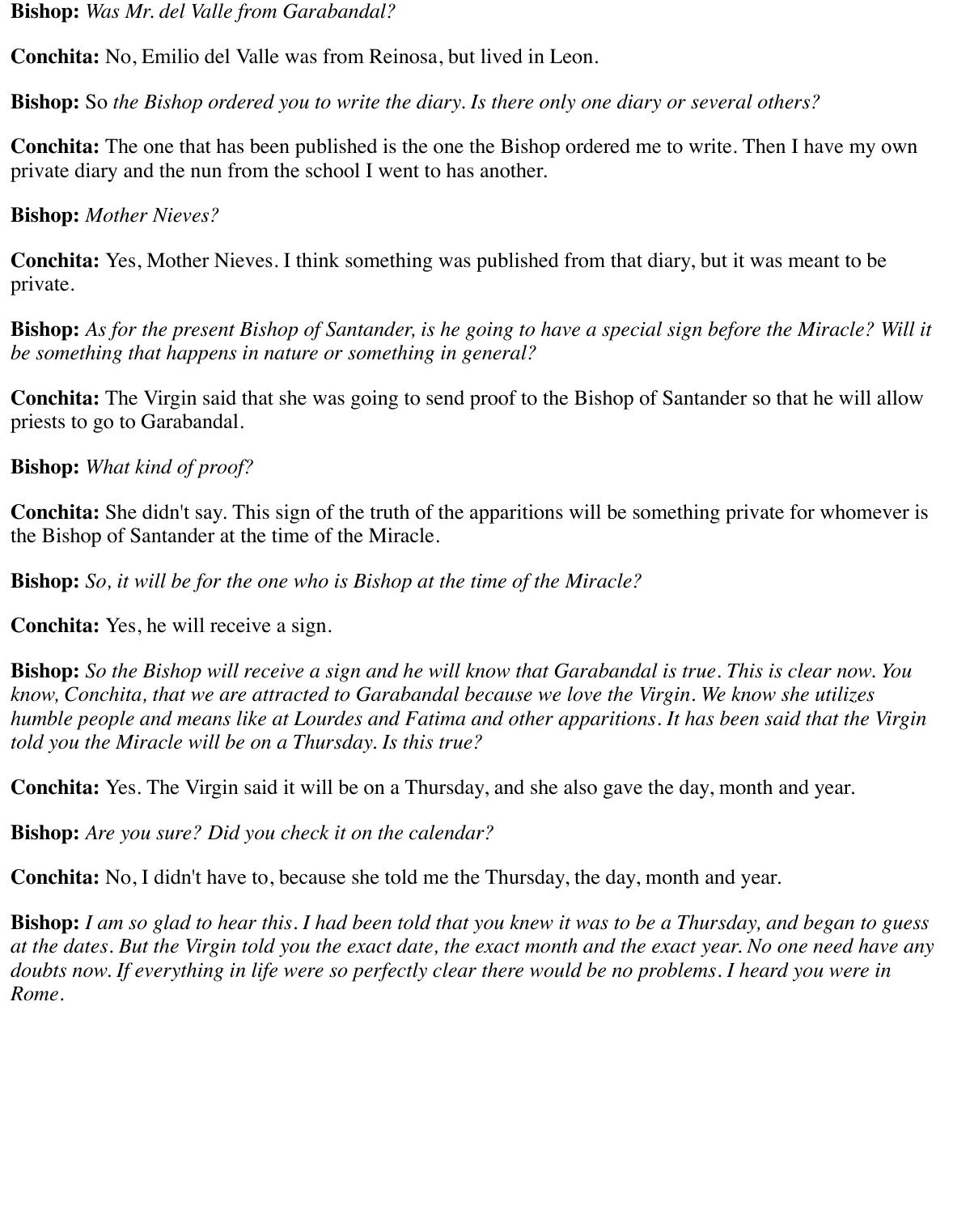**Bishop:** *Was Mr. del Valle from Garabandal?*

**Conchita:** No, Emilio del Valle was from Reinosa, but lived in Leon.

**Bishop:** So *the Bishop ordered you to write the diary. Is there only one diary or several others?*

**Conchita:** The one that has been published is the one the Bishop ordered me to write. Then I have my own private diary and the nun from the school I went to has another.

**Bishop:** *Mother Nieves?*

**Conchita:** Yes, Mother Nieves. I think something was published from that diary, but it was meant to be private.

**Bishop:** *As for the present Bishop of Santander, is he going to have a special sign before the Miracle? Will it be something that happens in nature or something in general?*

**Conchita:** The Virgin said that she was going to send proof to the Bishop of Santander so that he will allow priests to go to Garabandal.

**Bishop:** *What kind of proof?*

**Conchita:** She didn't say. This sign of the truth of the apparitions will be something private for whomever is the Bishop of Santander at the time of the Miracle.

**Bishop:** *So, it will be for the one who is Bishop at the time of the Miracle?*

**Conchita:** Yes, he will receive a sign.

**Bishop:** *So the Bishop will receive a sign and he will know that Garabandal is true. This is clear now. You know, Conchita, that we are attracted to Garabandal because we love the Virgin. We know she utilizes humble people and means like at Lourdes and Fatima and other apparitions. It has been said that the Virgin told you the Miracle will be on a Thursday. Is this true?*

**Conchita:** Yes. The Virgin said it will be on a Thursday, and she also gave the day, month and year.

**Bishop:** *Are you sure? Did you check it on the calendar?*

**Conchita:** No, I didn't have to, because she told me the Thursday, the day, month and year.

**Bishop:** *I am so glad to hear this. I had been told that you knew it was to be a Thursday, and began to guess at the dates. But the Virgin told you the exact date, the exact month and the exact year. No one need have any doubts now. If everything in life were so perfectly clear there would be no problems. I heard you were in Rome.*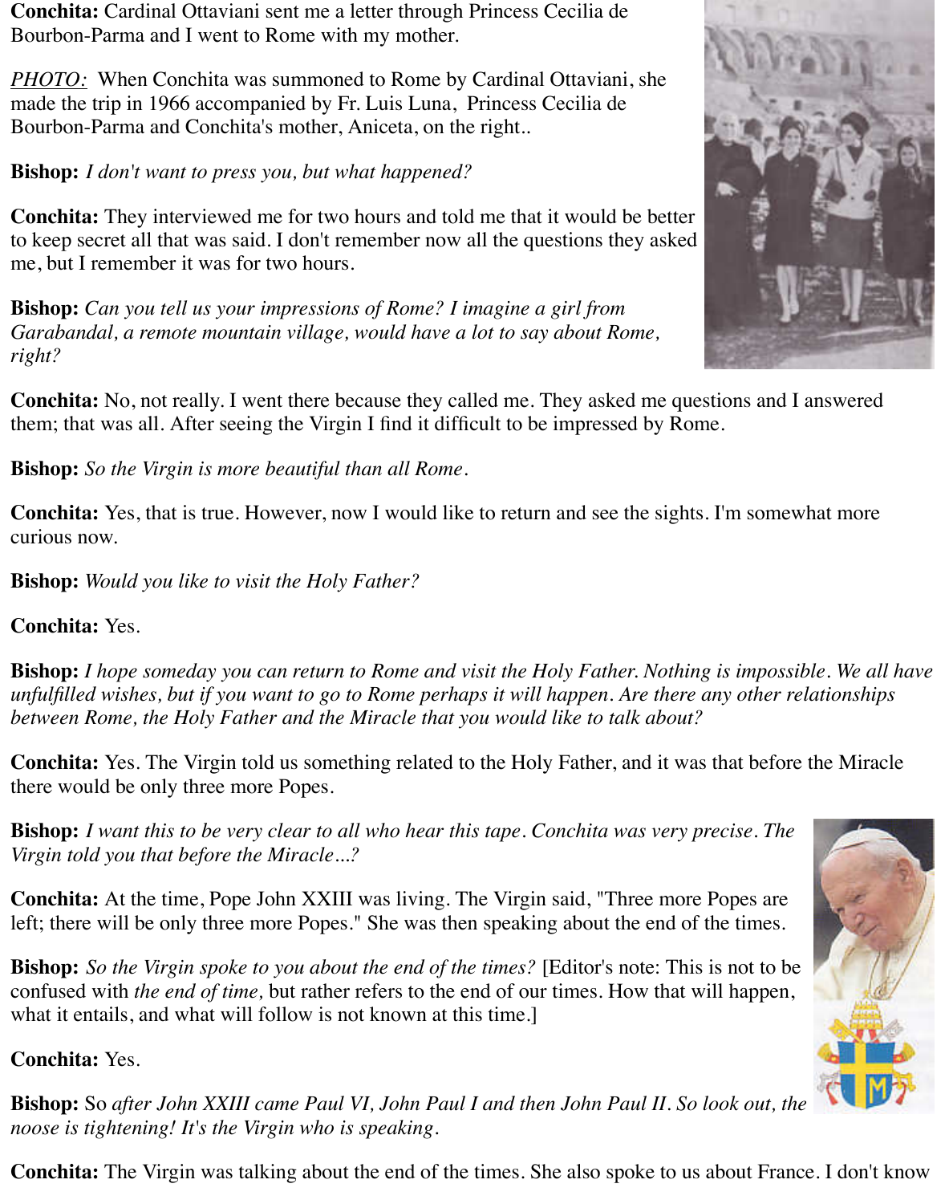**Conchita:** Cardinal Ottaviani sent me a letter through Princess Cecilia de Bourbon-Parma and I went to Rome with my mother.

_PHOTO:_ When Conchita was summoned to Rome by Cardinal Ottaviani, she made the trip in 1966 accompanied by Fr. Luis Luna, Princess Cecilia de Bourbon-Parma and Conchita's mother, Aniceta, on the right..

**Bishop:** *I don't want to press you, but what happened?*

**Conchita:** They interviewed me for two hours and told me that it would be better to keep secret all that was said. I don't remember now all the questions they asked me, but I remember it was for two hours.

**Bishop:** *Can you tell us your impressions of Rome? I imagine a girl from Garabandal, a remote mountain village, would have a lot to say about Rome, right?*

**Conchita:** No, not really. I went there because they called me. They asked me questions and I answered them; that was all. After seeing the Virgin I find it difficult to be impressed by Rome.

**Bishop:** *So the Virgin is more beautiful than all Rome.*

**Conchita:** Yes, that is true. However, now I would like to return and see the sights. I'm somewhat more curious now.

**Bishop:** *Would you like to visit the Holy Father?*

**Conchita:** Yes.

**Bishop:** *I hope someday you can return to Rome and visit the Holy Father. Nothing is impossible. We all have unfulfilled wishes, but if you want to go to Rome perhaps it will happen. Are there any other relationships between Rome, the Holy Father and the Miracle that you would like to talk about?*

**Conchita:** Yes. The Virgin told us something related to the Holy Father, and it was that before the Miracle there would be only three more Popes.

**Bishop:** *I want this to be very clear to all who hear this tape. Conchita was very precise. The Virgin told you that before the Miracle...?*

**Conchita:** At the time, Pope John XXIII was living. The Virgin said, "Three more Popes are left; there will be only three more Popes." She was then speaking about the end of the times.

**Bishop:** *So the Virgin spoke to you about the end of the times?* [Editor's note: This is not to be confused with *the end of time,* but rather refers to the end of our times. How that will happen, what it entails, and what will follow is not known at this time.]

**Conchita:** Yes.

**Bishop:** So *after John XXIII came Paul VI, John Paul I and then John Paul II. So look out, the noose is tightening! It's the Virgin who is speaking.*

**Conchita:** The Virgin was talking about the end of the times. She also spoke to us about France. I don't know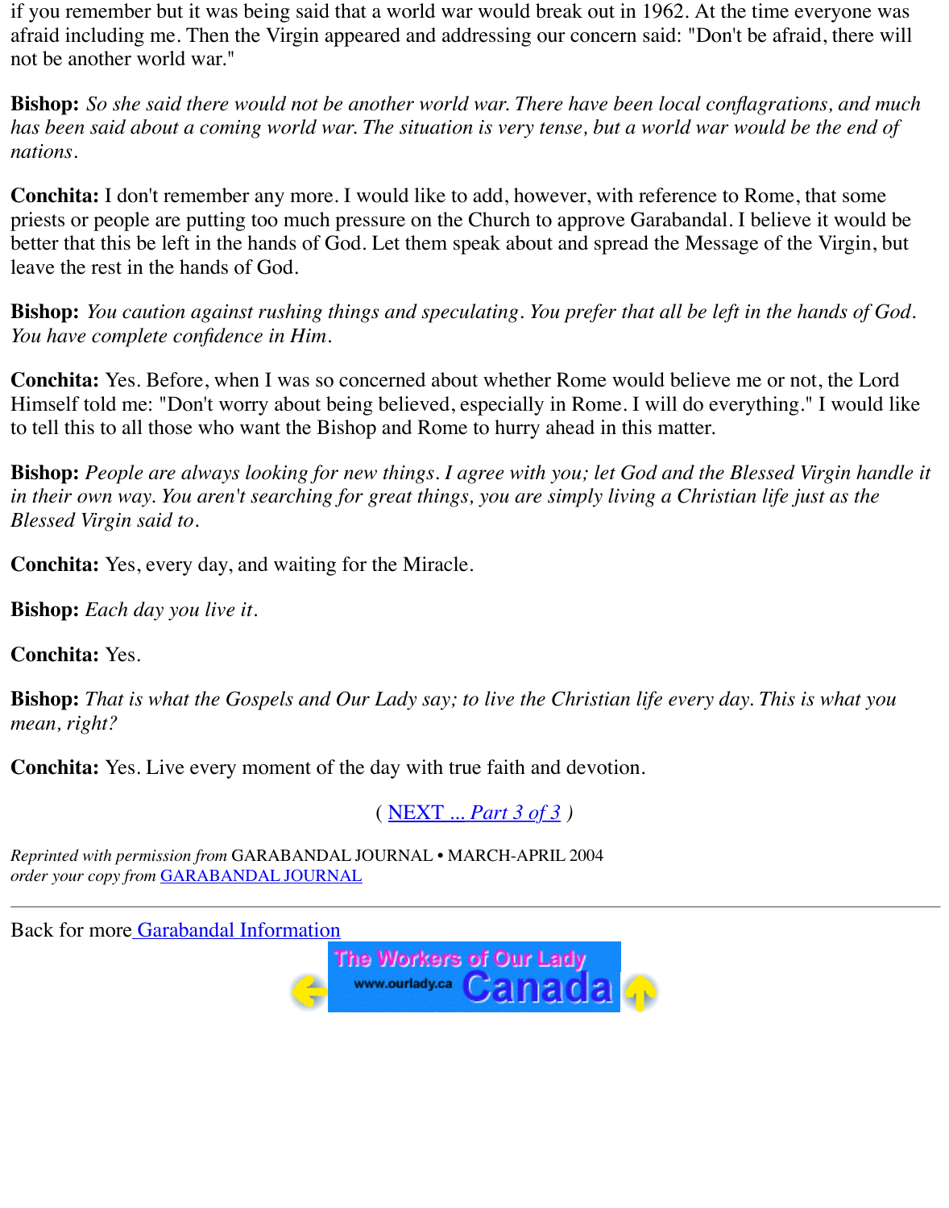if you remember but it was being said that a world war would break out in 1962. At the time everyone was afraid including me. Then the Virgin appeared and addressing our concern said: "Don't be afraid, there will not be another world war."

**Bishop:** *So she said there would not be another world war. There have been local conflagrations, and much has been said about a coming world war. The situation is very tense, but a world war would be the end of nations.*

**Conchita:** I don't remember any more. I would like to add, however, with reference to Rome, that some priests or people are putting too much pressure on the Church to approve Garabandal. I believe it would be better that this be left in the hands of God. Let them speak about and spread the Message of the Virgin, but leave the rest in the hands of God.

**Bishop:** *You caution against rushing things and speculating. You prefer that all be left in the hands of God. You have complete confidence in Him.*

**Conchita:** Yes. Before, when I was so concerned about whether Rome would believe me or not, the Lord Himself told me: "Don't worry about being believed, especially in Rome. I will do everything." I would like to tell this to all those who want the Bishop and Rome to hurry ahead in this matter.

**Bishop:** *People are always looking for new things. I agree with you; let God and the Blessed Virgin handle it in their own way. You aren't searching for great things, you are simply living a Christian life just as the Blessed Virgin said to.*

**Conchita:** Yes, every day, and waiting for the Miracle.

**Bishop:** *Each day you live it.*

**Conchita:** Yes.

**Bishop:** *That is what the Gospels and Our Lady say; to live the Christian life every day. This is what you mean, right?*

**Conchita:** Yes. Live every moment of the day with true faith and devotion.

( NEXT ... *Part 3 of 3* )

*Reprinted with permission from* GARABANDAL JOURNAL • MARCH-APRIL 2004
*order your copy from* GARABANDAL JOURNAL

---

Back for more Garabandal Information

The Workers of Our Lady www.ourlady.ca Canada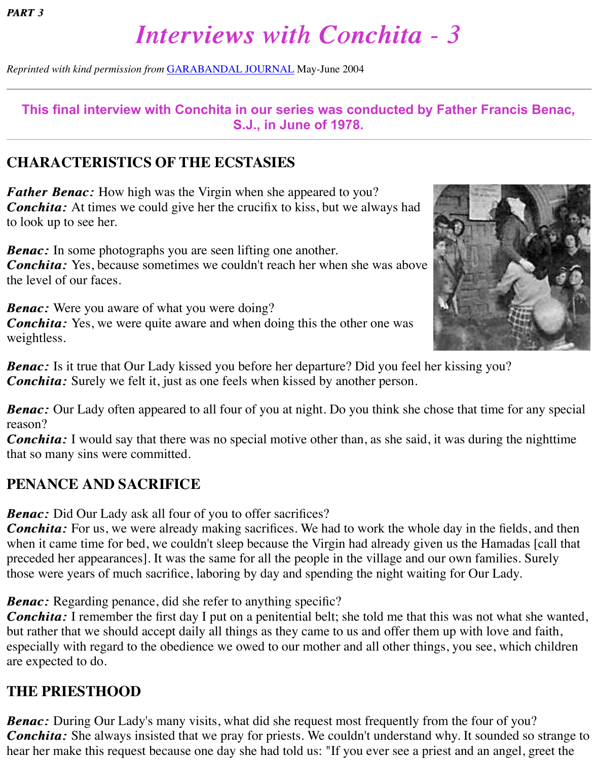*PART 3*

# *Interviews with Conchita - 3*

*Reprinted with kind permission from* GARABANDAL JOURNAL May-June 2004

**This final interview with Conchita in our series was conducted by Father Francis Benac, S.J., in June of 1978.**

## CHARACTERISTICS OF THE ECSTASIES

***Father Benac:*** How high was the Virgin when she appeared to you?
***Conchita:*** At times we could give her the crucifix to kiss, but we always had to look up to see her.

***Benac:*** In some photographs you are seen lifting one another.
***Conchita:*** Yes, because sometimes we couldn't reach her when she was above the level of our faces.

***Benac:*** Were you aware of what you were doing?
***Conchita:*** Yes, we were quite aware and when doing this the other one was weightless.

***Benac:*** Is it true that Our Lady kissed you before her departure? Did you feel her kissing you?
***Conchita:*** Surely we felt it, just as one feels when kissed by another person.

***Benac:*** Our Lady often appeared to all four of you at night. Do you think she chose that time for any special reason?
***Conchita:*** I would say that there was no special motive other than, as she said, it was during the nighttime that so many sins were committed.

## PENANCE AND SACRIFICE

***Benac:*** Did Our Lady ask all four of you to offer sacrifices?
***Conchita:*** For us, we were already making sacrifices. We had to work the whole day in the fields, and then when it came time for bed, we couldn't sleep because the Virgin had already given us the Hamadas [call that preceded her appearances]. It was the same for all the people in the village and our own families. Surely those were years of much sacrifice, laboring by day and spending the night waiting for Our Lady.

***Benac:*** Regarding penance, did she refer to anything specific?
***Conchita:*** I remember the first day I put on a penitential belt; she told me that this was not what she wanted, but rather that we should accept daily all things as they came to us and offer them up with love and faith, especially with regard to the obedience we owed to our mother and all other things, you see, which children are expected to do.

## THE PRIESTHOOD

***Benac:*** During Our Lady's many visits, what did she request most frequently from the four of you?
***Conchita:*** She always insisted that we pray for priests. We couldn't understand why. It sounded so strange to hear her make this request because one day she had told us: "If you ever see a priest and an angel, greet the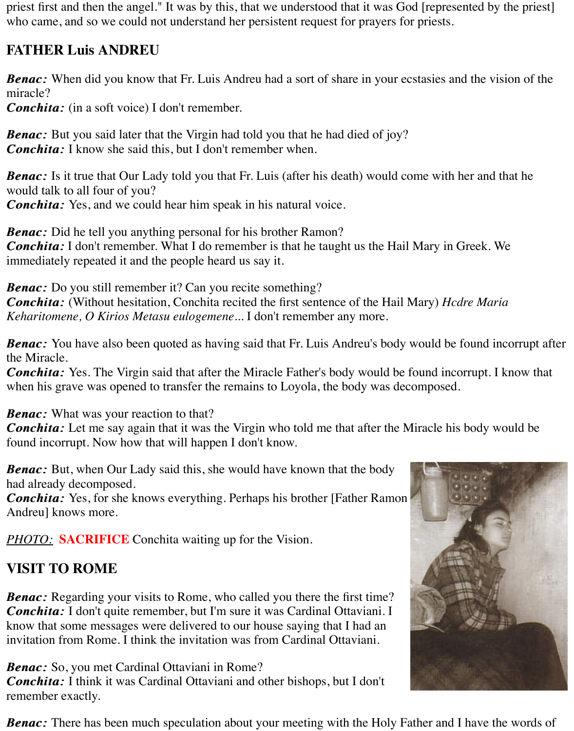priest first and then the angel." It was by this, that we understood that it was God [represented by the priest] who came, and so we could not understand her persistent request for prayers for priests.

## FATHER Luis ANDREU

***Benac:*** When did you know that Fr. Luis Andreu had a sort of share in your ecstasies and the vision of the miracle?
***Conchita:*** (in a soft voice) I don't remember.

***Benac:*** But you said later that the Virgin had told you that he had died of joy?
***Conchita:*** I know she said this, but I don't remember when.

***Benac:*** Is it true that Our Lady told you that Fr. Luis (after his death) would come with her and that he would talk to all four of you?
***Conchita:*** Yes, and we could hear him speak in his natural voice.

***Benac:*** Did he tell you anything personal for his brother Ramon?
***Conchita:*** I don't remember. What I do remember is that he taught us the Hail Mary in Greek. We immediately repeated it and the people heard us say it.

***Benac:*** Do you still remember it? Can you recite something?
***Conchita:*** (Without hesitation, Conchita recited the first sentence of the Hail Mary) *Hcdre Maria Keharitomene, O Kirios Metasu eulogemene*... I don't remember any more.

***Benac:*** You have also been quoted as having said that Fr. Luis Andreu's body would be found incorrupt after the Miracle.
***Conchita:*** Yes. The Virgin said that after the Miracle Father's body would be found incorrupt. I know that when his grave was opened to transfer the remains to Loyola, the body was decomposed.

***Benac:*** What was your reaction to that?
***Conchita:*** Let me say again that it was the Virgin who told me that after the Miracle his body would be found incorrupt. Now how that will happen I don't know.

***Benac:*** But, when Our Lady said this, she would have known that the body had already decomposed.
***Conchita:*** Yes, for she knows everything. Perhaps his brother [Father Ramon Andreu] knows more.

<u>*PHOTO:*</u> **SACRIFICE** Conchita waiting up for the Vision.

## VISIT TO ROME

***Benac:*** Regarding your visits to Rome, who called you there the first time?
***Conchita:*** I don't quite remember, but I'm sure it was Cardinal Ottaviani. I know that some messages were delivered to our house saying that I had an invitation from Rome. I think the invitation was from Cardinal Ottaviani.

***Benac:*** So, you met Cardinal Ottaviani in Rome?
***Conchita:*** I think it was Cardinal Ottaviani and other bishops, but I don't remember exactly.

***Benac:*** There has been much speculation about your meeting with the Holy Father and I have the words of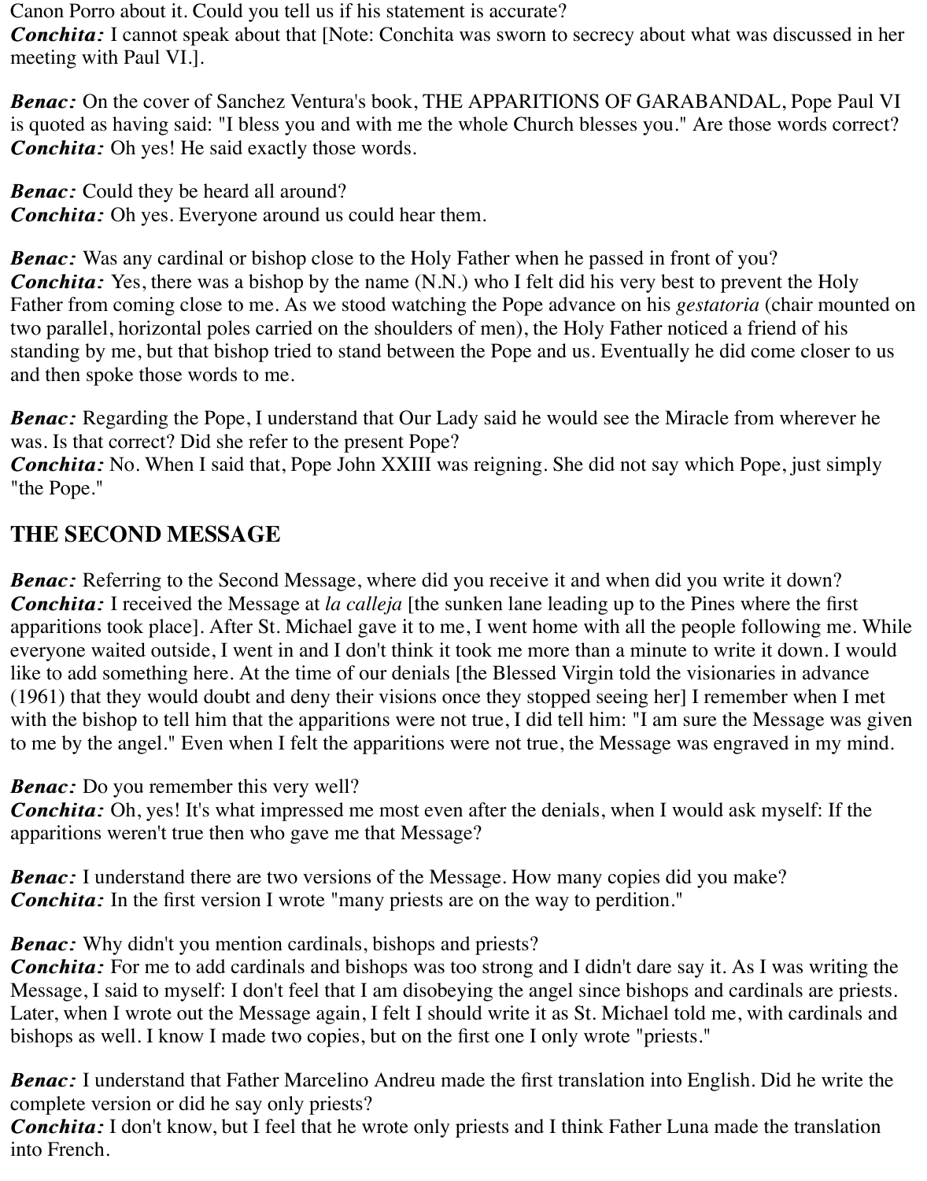Canon Porro about it. Could you tell us if his statement is accurate?
***Conchita:*** I cannot speak about that [Note: Conchita was sworn to secrecy about what was discussed in her meeting with Paul VI.].

***Benac:*** On the cover of Sanchez Ventura's book, THE APPARITIONS OF GARABANDAL, Pope Paul VI is quoted as having said: "I bless you and with me the whole Church blesses you." Are those words correct?
***Conchita:*** Oh yes! He said exactly those words.

***Benac:*** Could they be heard all around?
***Conchita:*** Oh yes. Everyone around us could hear them.

***Benac:*** Was any cardinal or bishop close to the Holy Father when he passed in front of you?
***Conchita:*** Yes, there was a bishop by the name (N.N.) who I felt did his very best to prevent the Holy Father from coming close to me. As we stood watching the Pope advance on his *gestatoria* (chair mounted on two parallel, horizontal poles carried on the shoulders of men), the Holy Father noticed a friend of his standing by me, but that bishop tried to stand between the Pope and us. Eventually he did come closer to us and then spoke those words to me.

***Benac:*** Regarding the Pope, I understand that Our Lady said he would see the Miracle from wherever he was. Is that correct? Did she refer to the present Pope?
***Conchita:*** No. When I said that, Pope John XXIII was reigning. She did not say which Pope, just simply "the Pope."

## THE SECOND MESSAGE

***Benac:*** Referring to the Second Message, where did you receive it and when did you write it down?
***Conchita:*** I received the Message at *la calleja* [the sunken lane leading up to the Pines where the first apparitions took place]. After St. Michael gave it to me, I went home with all the people following me. While everyone waited outside, I went in and I don't think it took me more than a minute to write it down. I would like to add something here. At the time of our denials [the Blessed Virgin told the visionaries in advance (1961) that they would doubt and deny their visions once they stopped seeing her] I remember when I met with the bishop to tell him that the apparitions were not true, I did tell him: "I am sure the Message was given to me by the angel." Even when I felt the apparitions were not true, the Message was engraved in my mind.

***Benac:*** Do you remember this very well?
***Conchita:*** Oh, yes! It's what impressed me most even after the denials, when I would ask myself: If the apparitions weren't true then who gave me that Message?

***Benac:*** I understand there are two versions of the Message. How many copies did you make?
***Conchita:*** In the first version I wrote "many priests are on the way to perdition."

***Benac:*** Why didn't you mention cardinals, bishops and priests?
***Conchita:*** For me to add cardinals and bishops was too strong and I didn't dare say it. As I was writing the Message, I said to myself: I don't feel that I am disobeying the angel since bishops and cardinals are priests. Later, when I wrote out the Message again, I felt I should write it as St. Michael told me, with cardinals and bishops as well. I know I made two copies, but on the first one I only wrote "priests."

***Benac:*** I understand that Father Marcelino Andreu made the first translation into English. Did he write the complete version or did he say only priests?
***Conchita:*** I don't know, but I feel that he wrote only priests and I think Father Luna made the translation into French.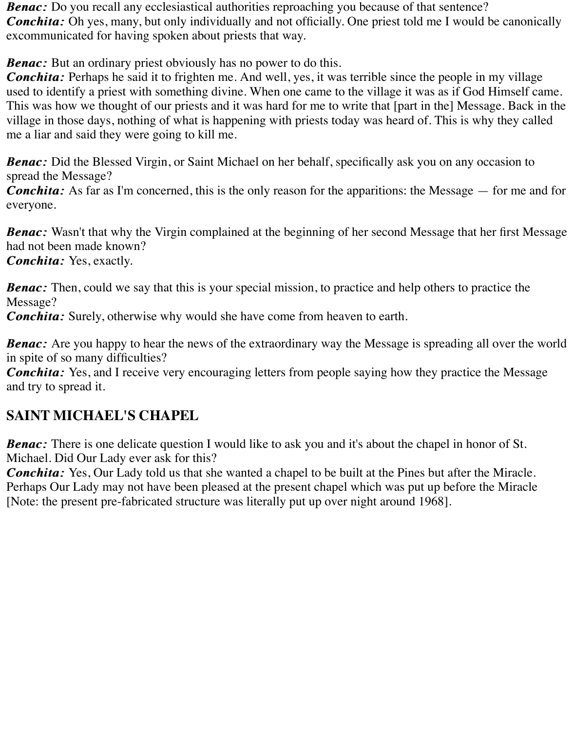***Benac:*** Do you recall any ecclesiastical authorities reproaching you because of that sentence?
***Conchita:*** Oh yes, many, but only individually and not officially. One priest told me I would be canonically excommunicated for having spoken about priests that way.

***Benac:*** But an ordinary priest obviously has no power to do this.
***Conchita:*** Perhaps he said it to frighten me. And well, yes, it was terrible since the people in my village used to identify a priest with something divine. When one came to the village it was as if God Himself came. This was how we thought of our priests and it was hard for me to write that [part in the] Message. Back in the village in those days, nothing of what is happening with priests today was heard of. This is why they called me a liar and said they were going to kill me.

***Benac:*** Did the Blessed Virgin, or Saint Michael on her behalf, specifically ask you on any occasion to spread the Message?
***Conchita:*** As far as I'm concerned, this is the only reason for the apparitions: the Message — for me and for everyone.

***Benac:*** Wasn't that why the Virgin complained at the beginning of her second Message that her first Message had not been made known?
***Conchita:*** Yes, exactly.

***Benac:*** Then, could we say that this is your special mission, to practice and help others to practice the Message?
***Conchita:*** Surely, otherwise why would she have come from heaven to earth.

***Benac:*** Are you happy to hear the news of the extraordinary way the Message is spreading all over the world in spite of so many difficulties?
***Conchita:*** Yes, and I receive very encouraging letters from people saying how they practice the Message and try to spread it.

## SAINT MICHAEL'S CHAPEL

***Benac:*** There is one delicate question I would like to ask you and it's about the chapel in honor of St. Michael. Did Our Lady ever ask for this?
***Conchita:*** Yes, Our Lady told us that she wanted a chapel to be built at the Pines but after the Miracle. Perhaps Our Lady may not have been pleased at the present chapel which was put up before the Miracle [Note: the present pre-fabricated structure was literally put up over night around 1968].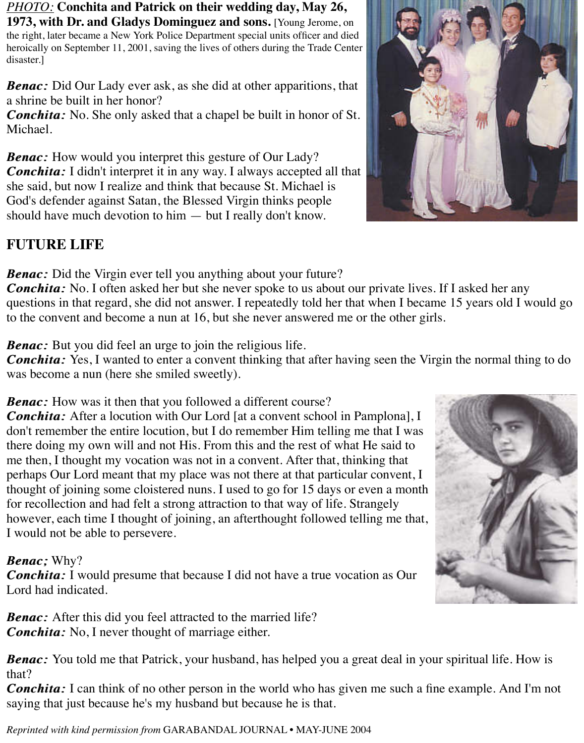*PHOTO:* **Conchita and Patrick on their wedding day, May 26, 1973, with Dr. and Gladys Dominguez and sons.** [Young Jerome, on the right, later became a New York Police Department special units officer and died heroically on September 11, 2001, saving the lives of others during the Trade Center disaster.]

***Benac:*** Did Our Lady ever ask, as she did at other apparitions, that a shrine be built in her honor?
***Conchita:*** No. She only asked that a chapel be built in honor of St. Michael.

***Benac:*** How would you interpret this gesture of Our Lady?
***Conchita:*** I didn't interpret it in any way. I always accepted all that she said, but now I realize and think that because St. Michael is God's defender against Satan, the Blessed Virgin thinks people should have much devotion to him — but I really don't know.

## FUTURE LIFE

***Benac:*** Did the Virgin ever tell you anything about your future?
***Conchita:*** No. I often asked her but she never spoke to us about our private lives. If I asked her any questions in that regard, she did not answer. I repeatedly told her that when I became 15 years old I would go to the convent and become a nun at 16, but she never answered me or the other girls.

***Benac:*** But you did feel an urge to join the religious life.
***Conchita:*** Yes, I wanted to enter a convent thinking that after having seen the Virgin the normal thing to do was become a nun (here she smiled sweetly).

***Benac:*** How was it then that you followed a different course?
***Conchita:*** After a locution with Our Lord [at a convent school in Pamplona], I don't remember the entire locution, but I do remember Him telling me that I was there doing my own will and not His. From this and the rest of what He said to me then, I thought my vocation was not in a convent. After that, thinking that perhaps Our Lord meant that my place was not there at that particular convent, I thought of joining some cloistered nuns. I used to go for 15 days or even a month for recollection and had felt a strong attraction to that way of life. Strangely however, each time I thought of joining, an afterthought followed telling me that, I would not be able to persevere.

***Benac;*** Why?
***Conchita:*** I would presume that because I did not have a true vocation as Our Lord had indicated.

***Benac:*** After this did you feel attracted to the married life?
***Conchita:*** No, I never thought of marriage either.

***Benac:*** You told me that Patrick, your husband, has helped you a great deal in your spiritual life. How is that?
***Conchita:*** I can think of no other person in the world who has given me such a fine example. And I'm not saying that just because he's my husband but because he is that.

*Reprinted with kind permission from* GARABANDAL JOURNAL • MAY-JUNE 2004